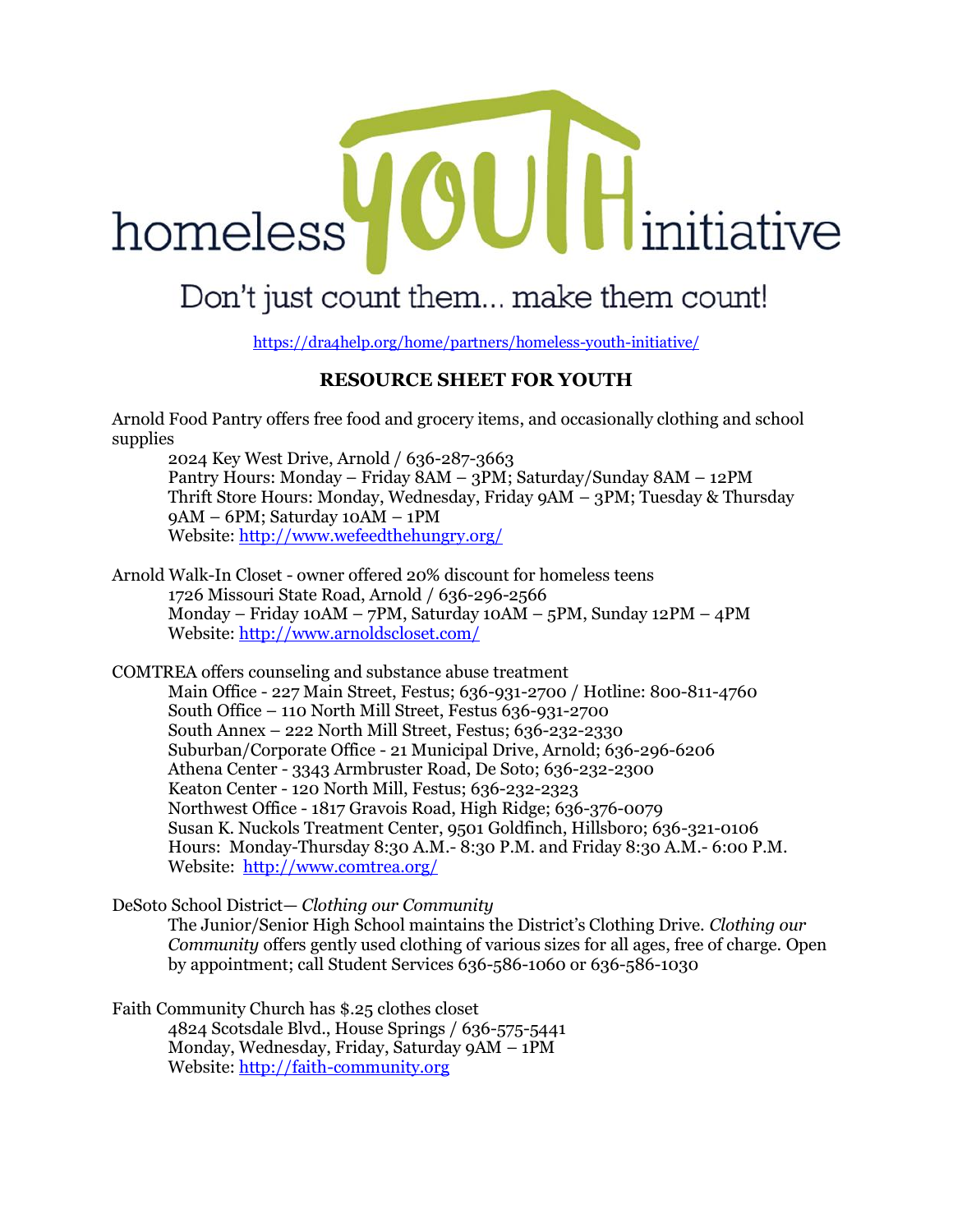# homeless YOUTH initiative

Don't just count them... make them count!

https://dra4help.org/home/partners/homeless-youth-initiative/

## RESOURCE SHEET FOR YOUTH

Arnold Food Pantry offers free food and grocery items, and occasionally clothing and school supplies

> 2024 Key West Drive, Arnold / 636-287-3663
> Pantry Hours: Monday – Friday 8AM – 3PM; Saturday/Sunday 8AM – 12PM
> Thrift Store Hours: Monday, Wednesday, Friday 9AM – 3PM; Tuesday & Thursday 9AM – 6PM; Saturday 10AM – 1PM
> Website: http://www.wefeedthehungry.org/

Arnold Walk-In Closet - owner offered 20% discount for homeless teens

> 1726 Missouri State Road, Arnold / 636-296-2566
> Monday – Friday 10AM – 7PM, Saturday 10AM – 5PM, Sunday 12PM – 4PM
> Website: http://www.arnoldscloset.com/

COMTREA offers counseling and substance abuse treatment

> Main Office - 227 Main Street, Festus; 636-931-2700 / Hotline: 800-811-4760
> South Office – 110 North Mill Street, Festus 636-931-2700
> South Annex – 222 North Mill Street, Festus; 636-232-2330
> Suburban/Corporate Office - 21 Municipal Drive, Arnold; 636-296-6206
> Athena Center - 3343 Armbruster Road, De Soto; 636-232-2300
> Keaton Center - 120 North Mill, Festus; 636-232-2323
> Northwest Office - 1817 Gravois Road, High Ridge; 636-376-0079
> Susan K. Nuckols Treatment Center, 9501 Goldfinch, Hillsboro; 636-321-0106
> Hours: Monday-Thursday 8:30 A.M.- 8:30 P.M. and Friday 8:30 A.M.- 6:00 P.M.
> Website: http://www.comtrea.org/

DeSoto School District— *Clothing our Community*

> The Junior/Senior High School maintains the District's Clothing Drive. *Clothing our Community* offers gently used clothing of various sizes for all ages, free of charge. Open by appointment; call Student Services 636-586-1060 or 636-586-1030

Faith Community Church has $.25 clothes closet

> 4824 Scotsdale Blvd., House Springs / 636-575-5441
> Monday, Wednesday, Friday, Saturday 9AM – 1PM
> Website: http://faith-community.org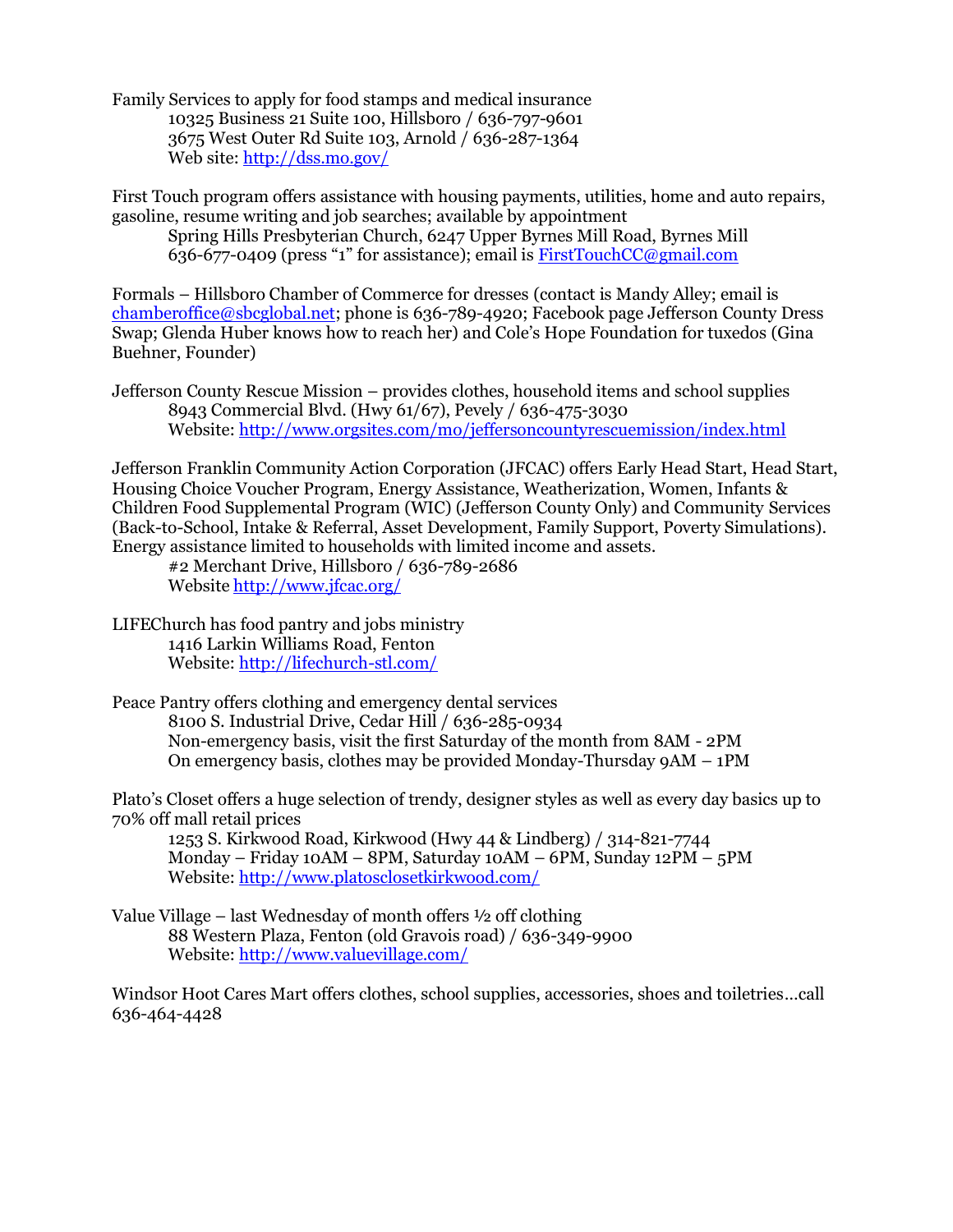Family Services to apply for food stamps and medical insurance

10325 Business 21 Suite 100, Hillsboro / 636-797-9601
3675 West Outer Rd Suite 103, Arnold / 636-287-1364
Web site: http://dss.mo.gov/

First Touch program offers assistance with housing payments, utilities, home and auto repairs, gasoline, resume writing and job searches; available by appointment

Spring Hills Presbyterian Church, 6247 Upper Byrnes Mill Road, Byrnes Mill
636-677-0409 (press "1" for assistance); email is FirstTouchCC@gmail.com

Formals – Hillsboro Chamber of Commerce for dresses (contact is Mandy Alley; email is chamberoffice@sbcglobal.net; phone is 636-789-4920; Facebook page Jefferson County Dress Swap; Glenda Huber knows how to reach her) and Cole's Hope Foundation for tuxedos (Gina Buehner, Founder)

Jefferson County Rescue Mission – provides clothes, household items and school supplies

8943 Commercial Blvd. (Hwy 61/67), Pevely / 636-475-3030
Website: http://www.orgsites.com/mo/jeffersoncountyrescuemission/index.html

Jefferson Franklin Community Action Corporation (JFCAC) offers Early Head Start, Head Start, Housing Choice Voucher Program, Energy Assistance, Weatherization, Women, Infants & Children Food Supplemental Program (WIC) (Jefferson County Only) and Community Services (Back-to-School, Intake & Referral, Asset Development, Family Support, Poverty Simulations). Energy assistance limited to households with limited income and assets.

#2 Merchant Drive, Hillsboro / 636-789-2686
Website http://www.jfcac.org/

LIFEChurch has food pantry and jobs ministry

1416 Larkin Williams Road, Fenton
Website: http://lifechurch-stl.com/

Peace Pantry offers clothing and emergency dental services

8100 S. Industrial Drive, Cedar Hill / 636-285-0934
Non-emergency basis, visit the first Saturday of the month from 8AM - 2PM
On emergency basis, clothes may be provided Monday-Thursday 9AM – 1PM

Plato's Closet offers a huge selection of trendy, designer styles as well as every day basics up to 70% off mall retail prices

1253 S. Kirkwood Road, Kirkwood (Hwy 44 & Lindberg) / 314-821-7744
Monday – Friday 10AM – 8PM, Saturday 10AM – 6PM, Sunday 12PM – 5PM
Website: http://www.platosclosetkirkwood.com/

Value Village – last Wednesday of month offers ½ off clothing

88 Western Plaza, Fenton (old Gravois road) / 636-349-9900
Website: http://www.valuevillage.com/

Windsor Hoot Cares Mart offers clothes, school supplies, accessories, shoes and toiletries…call 636-464-4428